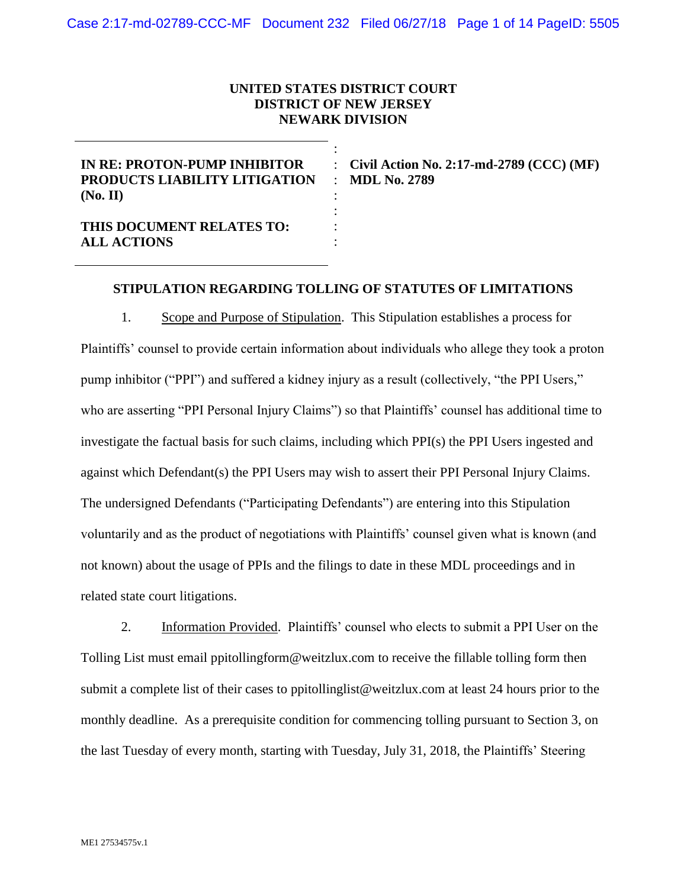**UNITED STATES DISTRICT COURT**
**DISTRICT OF NEW JERSEY**
**NEWARK DIVISION**

| | | |
|---|---|---|
| **IN RE: PROTON-PUMP INHIBITOR PRODUCTS LIABILITY LITIGATION (No. II)** | : | **Civil Action No. 2:17-md-2789 (CCC) (MF)** |
| | : | **MDL No. 2789** |
| **THIS DOCUMENT RELATES TO: ALL ACTIONS** | : | |

**STIPULATION REGARDING TOLLING OF STATUTES OF LIMITATIONS**

1. Scope and Purpose of Stipulation. This Stipulation establishes a process for Plaintiffs' counsel to provide certain information about individuals who allege they took a proton pump inhibitor ("PPI") and suffered a kidney injury as a result (collectively, "the PPI Users," who are asserting "PPI Personal Injury Claims") so that Plaintiffs' counsel has additional time to investigate the factual basis for such claims, including which PPI(s) the PPI Users ingested and against which Defendant(s) the PPI Users may wish to assert their PPI Personal Injury Claims. The undersigned Defendants ("Participating Defendants") are entering into this Stipulation voluntarily and as the product of negotiations with Plaintiffs' counsel given what is known (and not known) about the usage of PPIs and the filings to date in these MDL proceedings and in related state court litigations.

2. Information Provided. Plaintiffs' counsel who elects to submit a PPI User on the Tolling List must email ppitollingform@weitzlux.com to receive the fillable tolling form then submit a complete list of their cases to ppitollinglist@weitzlux.com at least 24 hours prior to the monthly deadline. As a prerequisite condition for commencing tolling pursuant to Section 3, on the last Tuesday of every month, starting with Tuesday, July 31, 2018, the Plaintiffs' Steering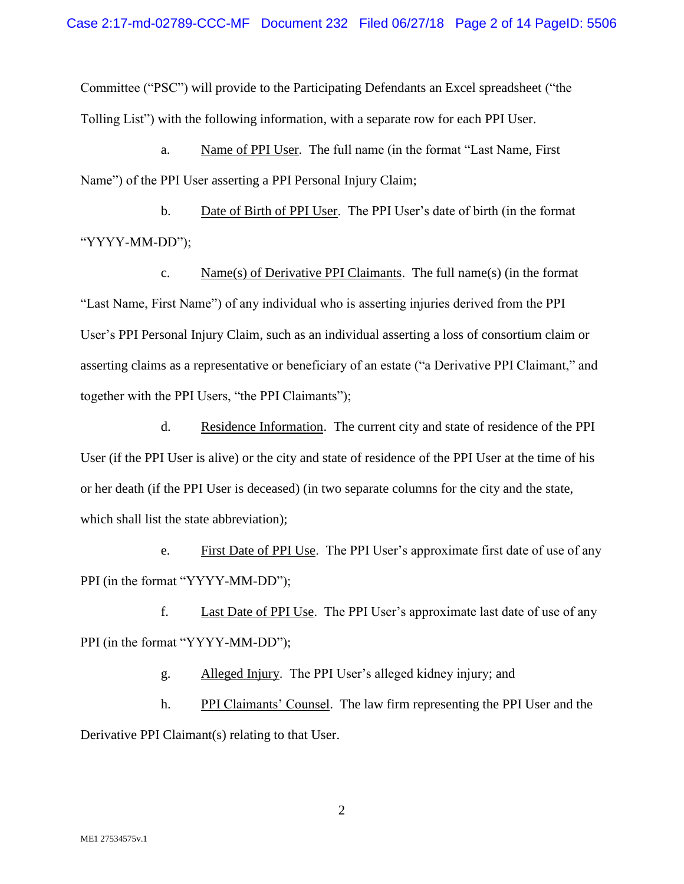Committee ("PSC") will provide to the Participating Defendants an Excel spreadsheet ("the Tolling List") with the following information, with a separate row for each PPI User.

a. Name of PPI User. The full name (in the format "Last Name, First Name") of the PPI User asserting a PPI Personal Injury Claim;

b. Date of Birth of PPI User. The PPI User's date of birth (in the format "YYYY-MM-DD");

c. Name(s) of Derivative PPI Claimants. The full name(s) (in the format "Last Name, First Name") of any individual who is asserting injuries derived from the PPI User's PPI Personal Injury Claim, such as an individual asserting a loss of consortium claim or asserting claims as a representative or beneficiary of an estate ("a Derivative PPI Claimant," and together with the PPI Users, "the PPI Claimants");

d. Residence Information. The current city and state of residence of the PPI User (if the PPI User is alive) or the city and state of residence of the PPI User at the time of his or her death (if the PPI User is deceased) (in two separate columns for the city and the state, which shall list the state abbreviation);

e. First Date of PPI Use. The PPI User's approximate first date of use of any PPI (in the format "YYYY-MM-DD");

f. Last Date of PPI Use. The PPI User's approximate last date of use of any PPI (in the format "YYYY-MM-DD");

g. Alleged Injury. The PPI User's alleged kidney injury; and

h. PPI Claimants' Counsel. The law firm representing the PPI User and the Derivative PPI Claimant(s) relating to that User.

ME1 27534575v.1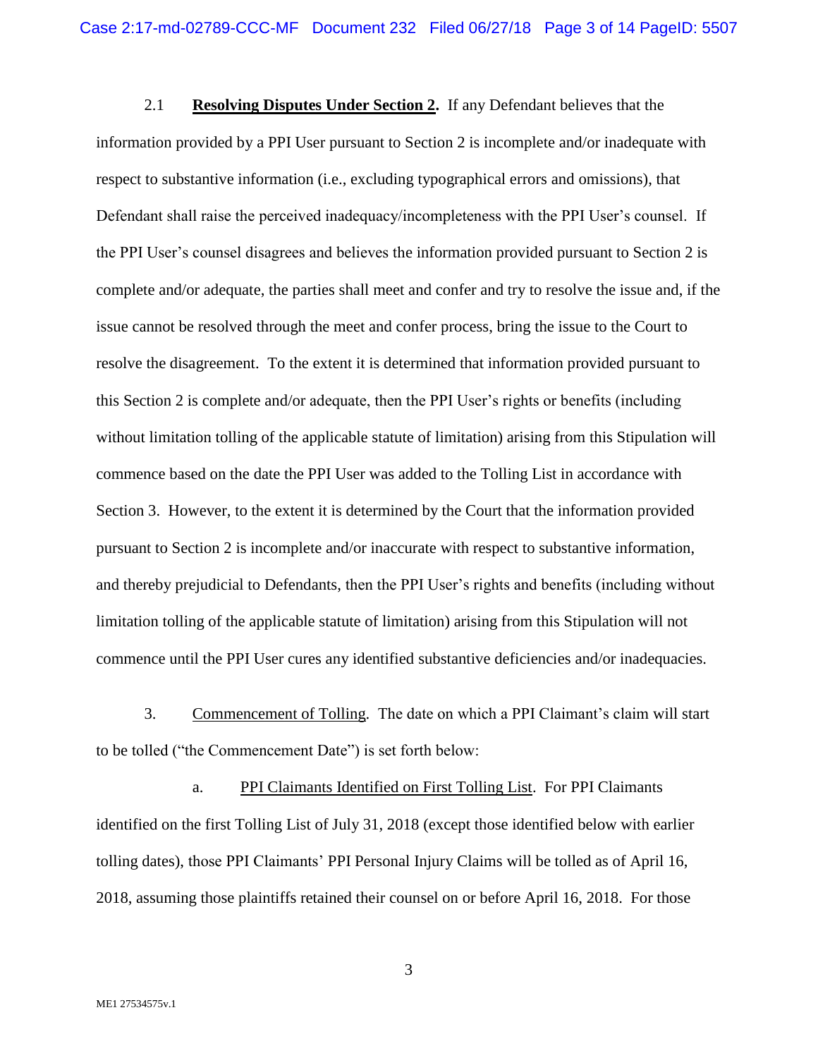2.1 **Resolving Disputes Under Section 2.** If any Defendant believes that the information provided by a PPI User pursuant to Section 2 is incomplete and/or inadequate with respect to substantive information (i.e., excluding typographical errors and omissions), that Defendant shall raise the perceived inadequacy/incompleteness with the PPI User's counsel. If the PPI User's counsel disagrees and believes the information provided pursuant to Section 2 is complete and/or adequate, the parties shall meet and confer and try to resolve the issue and, if the issue cannot be resolved through the meet and confer process, bring the issue to the Court to resolve the disagreement. To the extent it is determined that information provided pursuant to this Section 2 is complete and/or adequate, then the PPI User's rights or benefits (including without limitation tolling of the applicable statute of limitation) arising from this Stipulation will commence based on the date the PPI User was added to the Tolling List in accordance with Section 3. However, to the extent it is determined by the Court that the information provided pursuant to Section 2 is incomplete and/or inaccurate with respect to substantive information, and thereby prejudicial to Defendants, then the PPI User's rights and benefits (including without limitation tolling of the applicable statute of limitation) arising from this Stipulation will not commence until the PPI User cures any identified substantive deficiencies and/or inadequacies.

3. Commencement of Tolling. The date on which a PPI Claimant's claim will start to be tolled ("the Commencement Date") is set forth below:

a. PPI Claimants Identified on First Tolling List. For PPI Claimants identified on the first Tolling List of July 31, 2018 (except those identified below with earlier tolling dates), those PPI Claimants' PPI Personal Injury Claims will be tolled as of April 16, 2018, assuming those plaintiffs retained their counsel on or before April 16, 2018. For those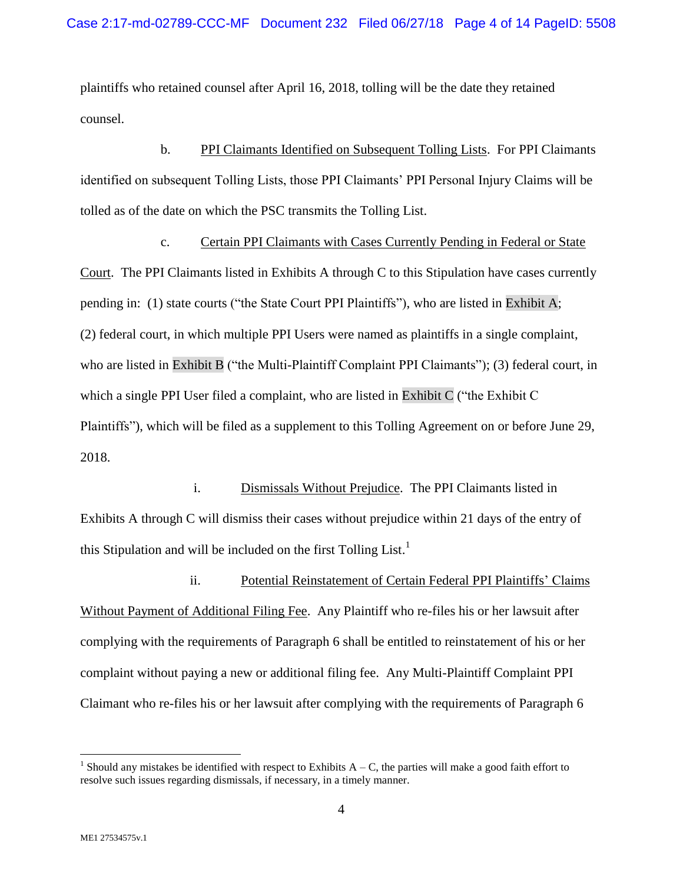plaintiffs who retained counsel after April 16, 2018, tolling will be the date they retained counsel.

b. <u>PPI Claimants Identified on Subsequent Tolling Lists</u>. For PPI Claimants identified on subsequent Tolling Lists, those PPI Claimants' PPI Personal Injury Claims will be tolled as of the date on which the PSC transmits the Tolling List.

c. <u>Certain PPI Claimants with Cases Currently Pending in Federal or State Court</u>. The PPI Claimants listed in Exhibits A through C to this Stipulation have cases currently pending in: (1) state courts ("the State Court PPI Plaintiffs"), who are listed in Exhibit A; (2) federal court, in which multiple PPI Users were named as plaintiffs in a single complaint, who are listed in Exhibit B ("the Multi-Plaintiff Complaint PPI Claimants"); (3) federal court, in which a single PPI User filed a complaint, who are listed in Exhibit C ("the Exhibit C Plaintiffs"), which will be filed as a supplement to this Tolling Agreement on or before June 29, 2018.

i. <u>Dismissals Without Prejudice</u>. The PPI Claimants listed in Exhibits A through C will dismiss their cases without prejudice within 21 days of the entry of this Stipulation and will be included on the first Tolling List.[1]

ii. <u>Potential Reinstatement of Certain Federal PPI Plaintiffs' Claims Without Payment of Additional Filing Fee</u>. Any Plaintiff who re-files his or her lawsuit after complying with the requirements of Paragraph 6 shall be entitled to reinstatement of his or her complaint without paying a new or additional filing fee. Any Multi-Plaintiff Complaint PPI Claimant who re-files his or her lawsuit after complying with the requirements of Paragraph 6

---

[1] Should any mistakes be identified with respect to Exhibits A – C, the parties will make a good faith effort to resolve such issues regarding dismissals, if necessary, in a timely manner.

ME1 27534575v.1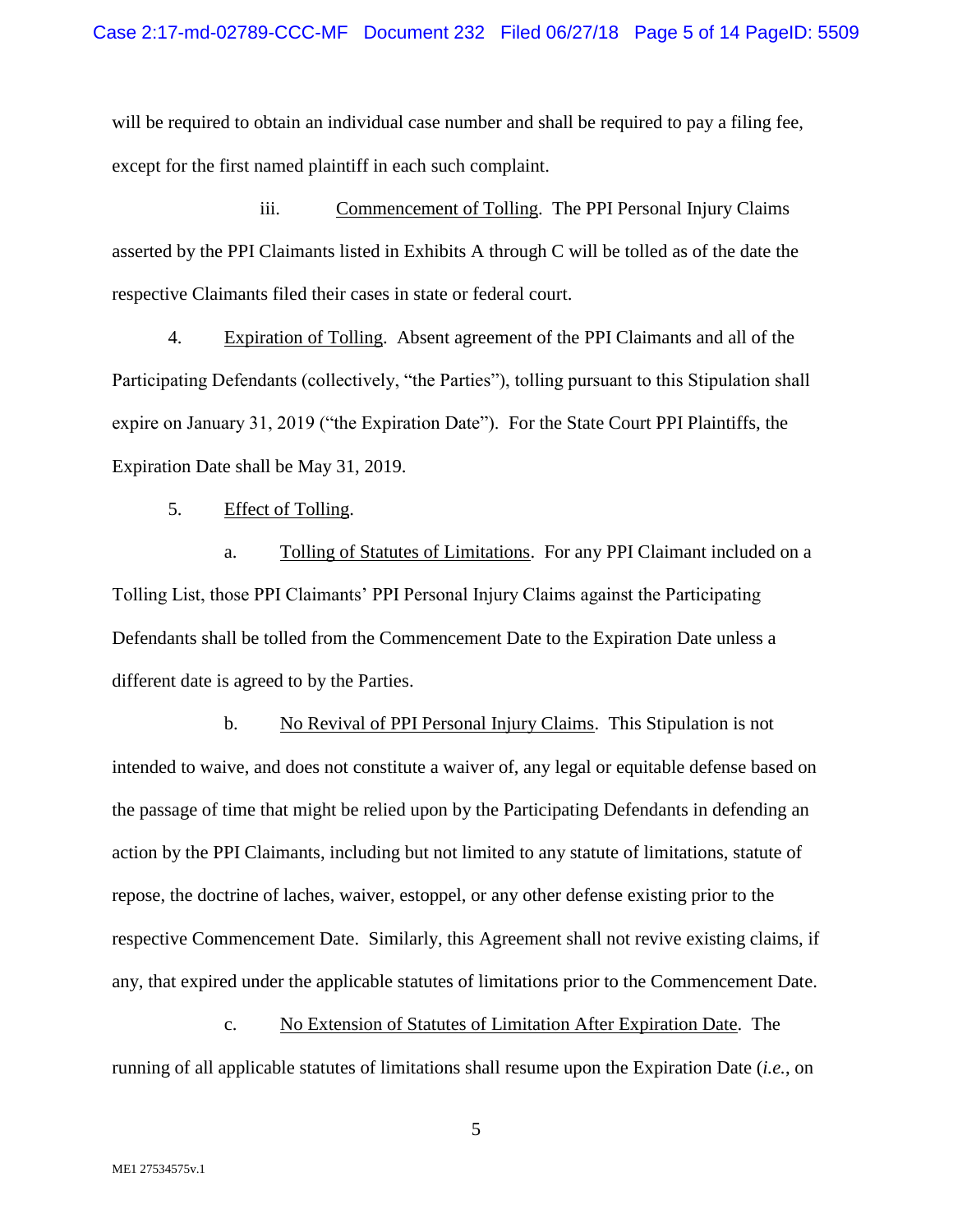will be required to obtain an individual case number and shall be required to pay a filing fee, except for the first named plaintiff in each such complaint.

iii. Commencement of Tolling. The PPI Personal Injury Claims asserted by the PPI Claimants listed in Exhibits A through C will be tolled as of the date the respective Claimants filed their cases in state or federal court.

4. Expiration of Tolling. Absent agreement of the PPI Claimants and all of the Participating Defendants (collectively, "the Parties"), tolling pursuant to this Stipulation shall expire on January 31, 2019 ("the Expiration Date"). For the State Court PPI Plaintiffs, the Expiration Date shall be May 31, 2019.

5. Effect of Tolling.

a. Tolling of Statutes of Limitations. For any PPI Claimant included on a Tolling List, those PPI Claimants' PPI Personal Injury Claims against the Participating Defendants shall be tolled from the Commencement Date to the Expiration Date unless a different date is agreed to by the Parties.

b. No Revival of PPI Personal Injury Claims. This Stipulation is not intended to waive, and does not constitute a waiver of, any legal or equitable defense based on the passage of time that might be relied upon by the Participating Defendants in defending an action by the PPI Claimants, including but not limited to any statute of limitations, statute of repose, the doctrine of laches, waiver, estoppel, or any other defense existing prior to the respective Commencement Date. Similarly, this Agreement shall not revive existing claims, if any, that expired under the applicable statutes of limitations prior to the Commencement Date.

c. No Extension of Statutes of Limitation After Expiration Date. The running of all applicable statutes of limitations shall resume upon the Expiration Date (*i.e.*, on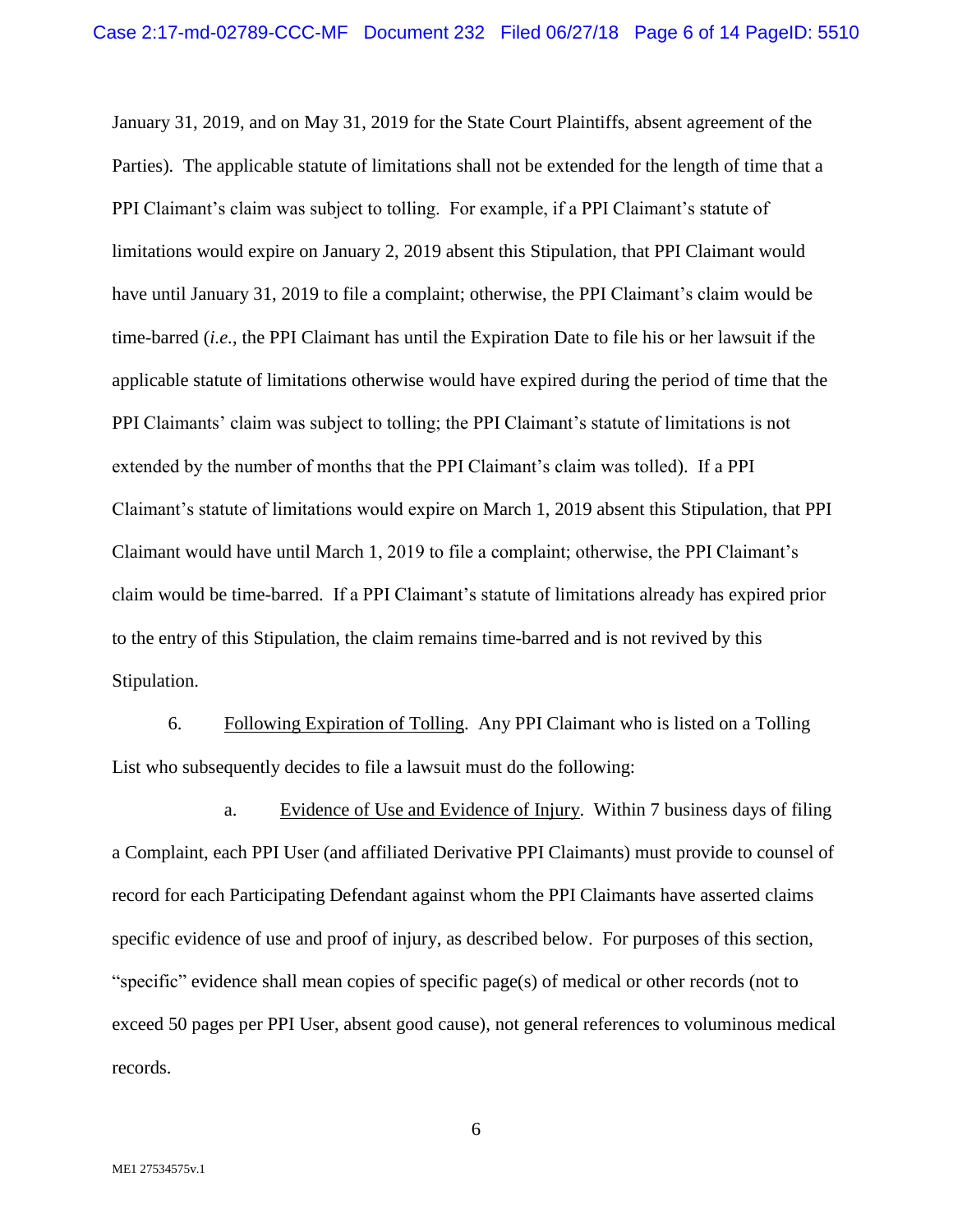January 31, 2019, and on May 31, 2019 for the State Court Plaintiffs, absent agreement of the Parties). The applicable statute of limitations shall not be extended for the length of time that a PPI Claimant's claim was subject to tolling. For example, if a PPI Claimant's statute of limitations would expire on January 2, 2019 absent this Stipulation, that PPI Claimant would have until January 31, 2019 to file a complaint; otherwise, the PPI Claimant's claim would be time-barred (*i.e.*, the PPI Claimant has until the Expiration Date to file his or her lawsuit if the applicable statute of limitations otherwise would have expired during the period of time that the PPI Claimants' claim was subject to tolling; the PPI Claimant's statute of limitations is not extended by the number of months that the PPI Claimant's claim was tolled). If a PPI Claimant's statute of limitations would expire on March 1, 2019 absent this Stipulation, that PPI Claimant would have until March 1, 2019 to file a complaint; otherwise, the PPI Claimant's claim would be time-barred. If a PPI Claimant's statute of limitations already has expired prior to the entry of this Stipulation, the claim remains time-barred and is not revived by this Stipulation.

6. Following Expiration of Tolling. Any PPI Claimant who is listed on a Tolling List who subsequently decides to file a lawsuit must do the following:

a. Evidence of Use and Evidence of Injury. Within 7 business days of filing a Complaint, each PPI User (and affiliated Derivative PPI Claimants) must provide to counsel of record for each Participating Defendant against whom the PPI Claimants have asserted claims specific evidence of use and proof of injury, as described below. For purposes of this section, "specific" evidence shall mean copies of specific page(s) of medical or other records (not to exceed 50 pages per PPI User, absent good cause), not general references to voluminous medical records.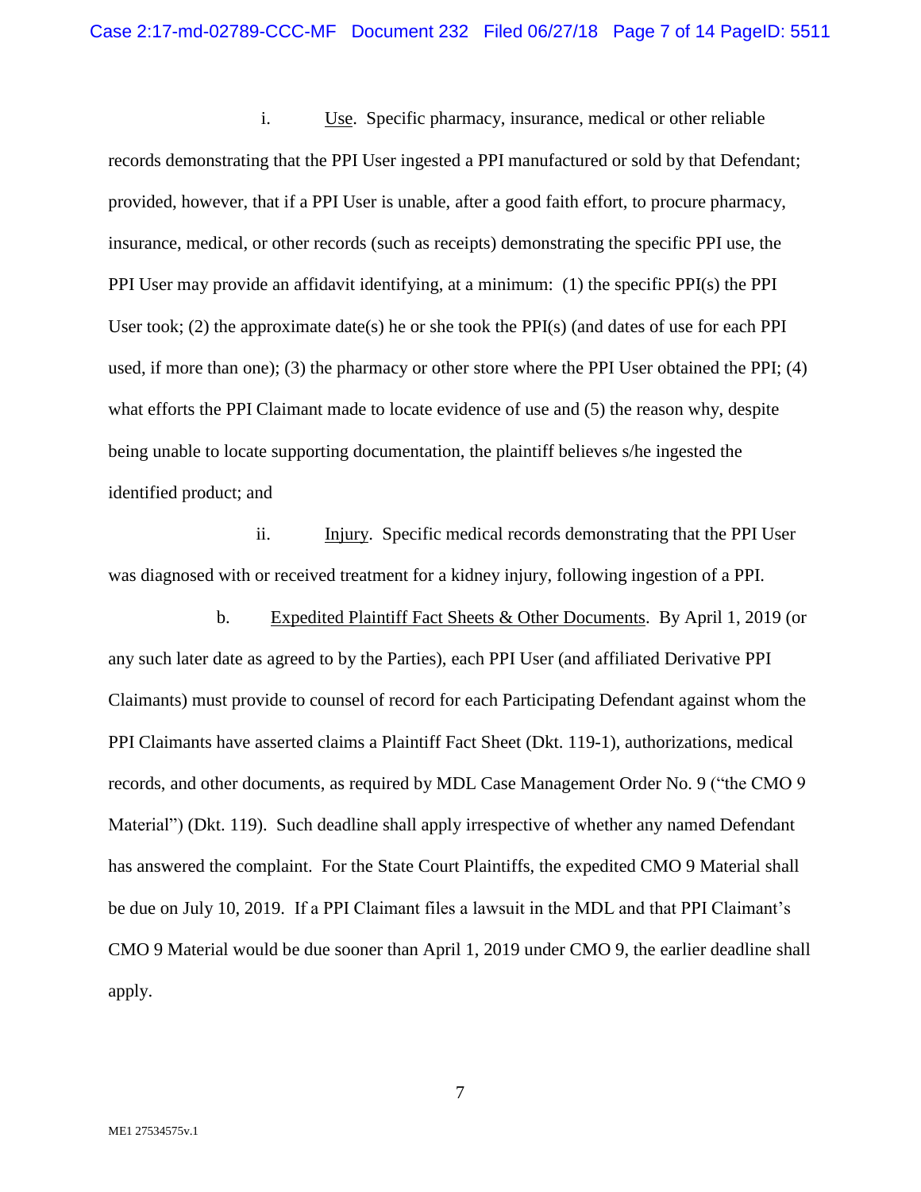i. <u>Use</u>. Specific pharmacy, insurance, medical or other reliable records demonstrating that the PPI User ingested a PPI manufactured or sold by that Defendant; provided, however, that if a PPI User is unable, after a good faith effort, to procure pharmacy, insurance, medical, or other records (such as receipts) demonstrating the specific PPI use, the PPI User may provide an affidavit identifying, at a minimum: (1) the specific PPI(s) the PPI User took; (2) the approximate date(s) he or she took the PPI(s) (and dates of use for each PPI used, if more than one); (3) the pharmacy or other store where the PPI User obtained the PPI; (4) what efforts the PPI Claimant made to locate evidence of use and (5) the reason why, despite being unable to locate supporting documentation, the plaintiff believes s/he ingested the identified product; and

ii. <u>Injury</u>. Specific medical records demonstrating that the PPI User was diagnosed with or received treatment for a kidney injury, following ingestion of a PPI.

b. <u>Expedited Plaintiff Fact Sheets & Other Documents</u>. By April 1, 2019 (or any such later date as agreed to by the Parties), each PPI User (and affiliated Derivative PPI Claimants) must provide to counsel of record for each Participating Defendant against whom the PPI Claimants have asserted claims a Plaintiff Fact Sheet (Dkt. 119-1), authorizations, medical records, and other documents, as required by MDL Case Management Order No. 9 ("the CMO 9 Material") (Dkt. 119). Such deadline shall apply irrespective of whether any named Defendant has answered the complaint. For the State Court Plaintiffs, the expedited CMO 9 Material shall be due on July 10, 2019. If a PPI Claimant files a lawsuit in the MDL and that PPI Claimant's CMO 9 Material would be due sooner than April 1, 2019 under CMO 9, the earlier deadline shall apply.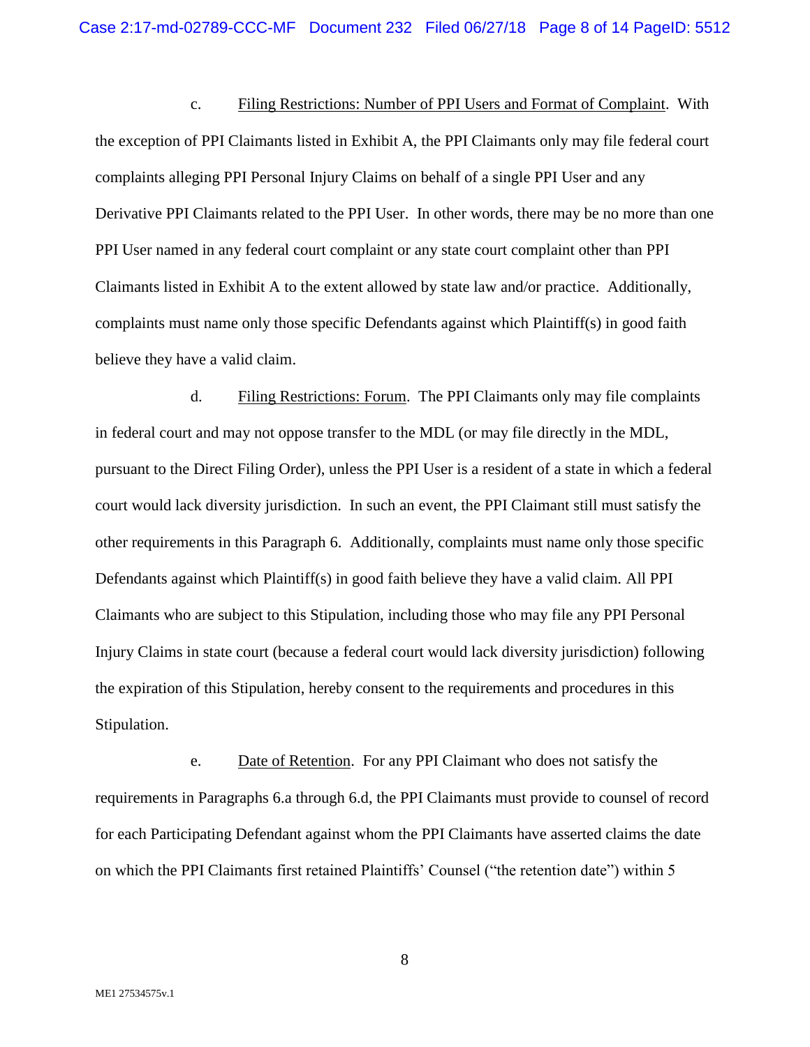c. Filing Restrictions: Number of PPI Users and Format of Complaint. With the exception of PPI Claimants listed in Exhibit A, the PPI Claimants only may file federal court complaints alleging PPI Personal Injury Claims on behalf of a single PPI User and any Derivative PPI Claimants related to the PPI User. In other words, there may be no more than one PPI User named in any federal court complaint or any state court complaint other than PPI Claimants listed in Exhibit A to the extent allowed by state law and/or practice. Additionally, complaints must name only those specific Defendants against which Plaintiff(s) in good faith believe they have a valid claim.

d. Filing Restrictions: Forum. The PPI Claimants only may file complaints in federal court and may not oppose transfer to the MDL (or may file directly in the MDL, pursuant to the Direct Filing Order), unless the PPI User is a resident of a state in which a federal court would lack diversity jurisdiction. In such an event, the PPI Claimant still must satisfy the other requirements in this Paragraph 6. Additionally, complaints must name only those specific Defendants against which Plaintiff(s) in good faith believe they have a valid claim. All PPI Claimants who are subject to this Stipulation, including those who may file any PPI Personal Injury Claims in state court (because a federal court would lack diversity jurisdiction) following the expiration of this Stipulation, hereby consent to the requirements and procedures in this Stipulation.

e. Date of Retention. For any PPI Claimant who does not satisfy the requirements in Paragraphs 6.a through 6.d, the PPI Claimants must provide to counsel of record for each Participating Defendant against whom the PPI Claimants have asserted claims the date on which the PPI Claimants first retained Plaintiffs' Counsel ("the retention date") within 5

ME1 27534575v.1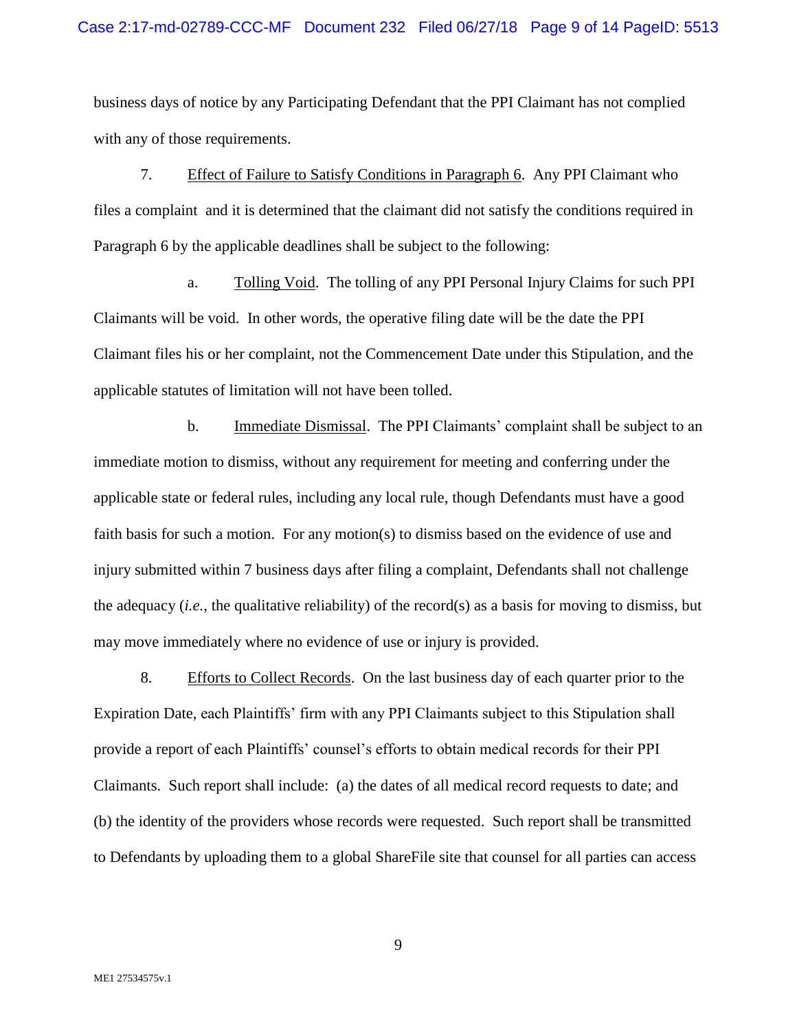business days of notice by any Participating Defendant that the PPI Claimant has not complied with any of those requirements.

7. Effect of Failure to Satisfy Conditions in Paragraph 6. Any PPI Claimant who files a complaint and it is determined that the claimant did not satisfy the conditions required in Paragraph 6 by the applicable deadlines shall be subject to the following:

a. Tolling Void. The tolling of any PPI Personal Injury Claims for such PPI Claimants will be void. In other words, the operative filing date will be the date the PPI Claimant files his or her complaint, not the Commencement Date under this Stipulation, and the applicable statutes of limitation will not have been tolled.

b. Immediate Dismissal. The PPI Claimants' complaint shall be subject to an immediate motion to dismiss, without any requirement for meeting and conferring under the applicable state or federal rules, including any local rule, though Defendants must have a good faith basis for such a motion. For any motion(s) to dismiss based on the evidence of use and injury submitted within 7 business days after filing a complaint, Defendants shall not challenge the adequacy (*i.e.*, the qualitative reliability) of the record(s) as a basis for moving to dismiss, but may move immediately where no evidence of use or injury is provided.

8. Efforts to Collect Records. On the last business day of each quarter prior to the Expiration Date, each Plaintiffs' firm with any PPI Claimants subject to this Stipulation shall provide a report of each Plaintiffs' counsel's efforts to obtain medical records for their PPI Claimants. Such report shall include: (a) the dates of all medical record requests to date; and (b) the identity of the providers whose records were requested. Such report shall be transmitted to Defendants by uploading them to a global ShareFile site that counsel for all parties can access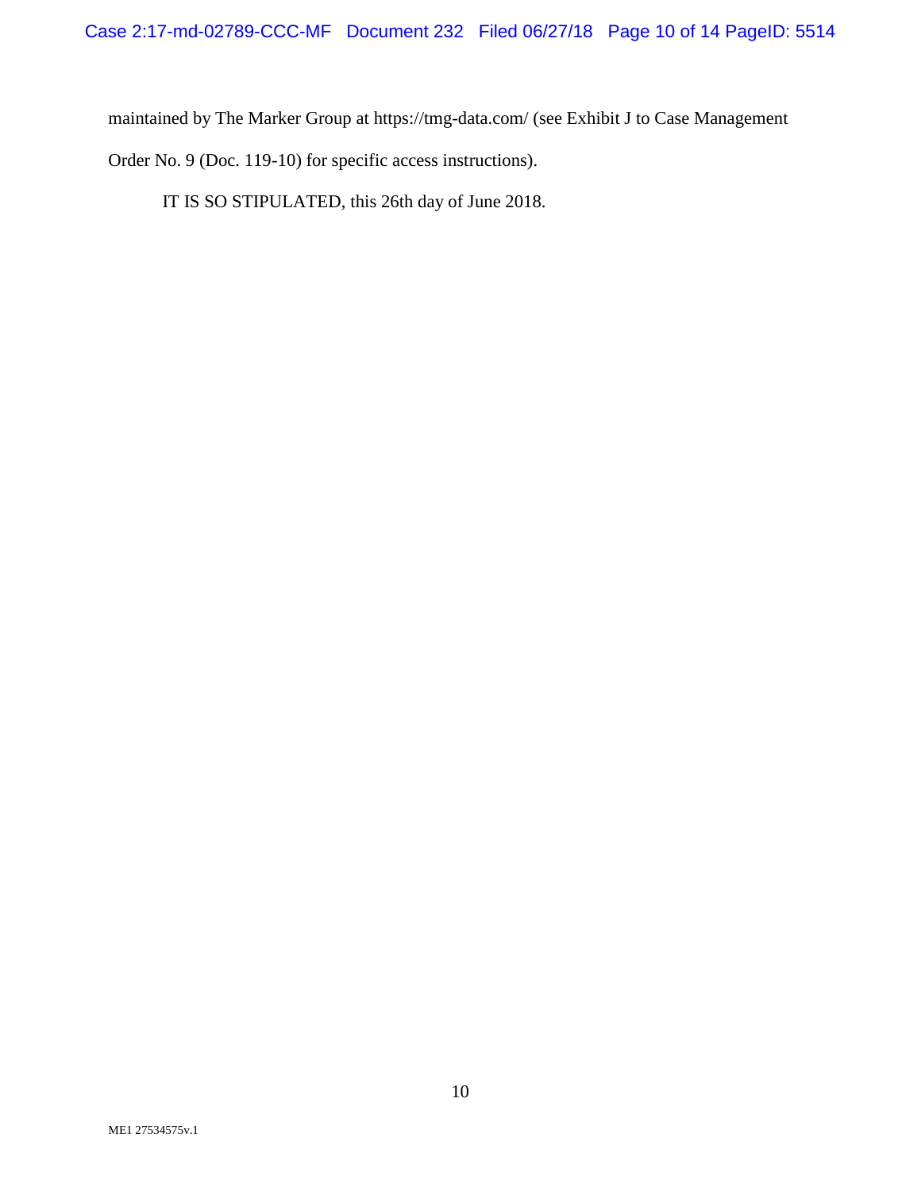maintained by The Marker Group at https://tmg-data.com/ (see Exhibit J to Case Management Order No. 9 (Doc. 119-10) for specific access instructions).

IT IS SO STIPULATED, this 26th day of June 2018.

ME1 27534575v.1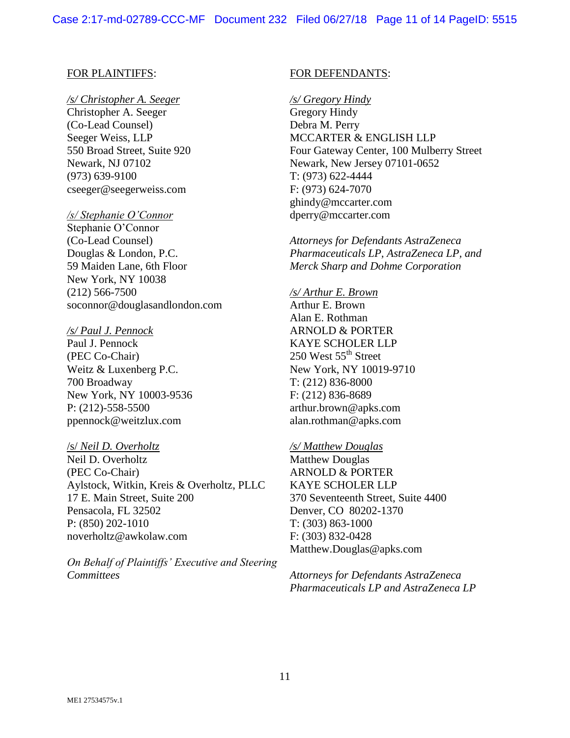FOR PLAINTIFFS:

*/s/ Christopher A. Seeger*
Christopher A. Seeger
(Co-Lead Counsel)
Seeger Weiss, LLP
550 Broad Street, Suite 920
Newark, NJ 07102
(973) 639-9100
cseeger@seegerweiss.com

*/s/ Stephanie O'Connor*
Stephanie O'Connor
(Co-Lead Counsel)
Douglas & London, P.C.
59 Maiden Lane, 6th Floor
New York, NY 10038
(212) 566-7500
soconnor@douglasandlondon.com

*/s/ Paul J. Pennock*
Paul J. Pennock
(PEC Co-Chair)
Weitz & Luxenberg P.C.
700 Broadway
New York, NY 10003-9536
P: (212)-558-5500
ppennock@weitzlux.com

/s/ *Neil D. Overholtz*
Neil D. Overholtz
(PEC Co-Chair)
Aylstock, Witkin, Kreis & Overholtz, PLLC
17 E. Main Street, Suite 200
Pensacola, FL 32502
P: (850) 202-1010
noverholtz@awkolaw.com

*On Behalf of Plaintiffs' Executive and Steering Committees*

FOR DEFENDANTS:

*/s/ Gregory Hindy*
Gregory Hindy
Debra M. Perry
MCCARTER & ENGLISH LLP
Four Gateway Center, 100 Mulberry Street
Newark, New Jersey 07101-0652
T: (973) 622-4444
F: (973) 624-7070
ghindy@mccarter.com
dperry@mccarter.com

*Attorneys for Defendants AstraZeneca Pharmaceuticals LP, AstraZeneca LP, and Merck Sharp and Dohme Corporation*

*/s/ Arthur E. Brown*
Arthur E. Brown
Alan E. Rothman
ARNOLD & PORTER
KAYE SCHOLER LLP
250 West 55th Street
New York, NY 10019-9710
T: (212) 836-8000
F: (212) 836-8689
arthur.brown@apks.com
alan.rothman@apks.com

*/s/ Matthew Douglas*
Matthew Douglas
ARNOLD & PORTER
KAYE SCHOLER LLP
370 Seventeenth Street, Suite 4400
Denver, CO 80202-1370
T: (303) 863-1000
F: (303) 832-0428
Matthew.Douglas@apks.com

*Attorneys for Defendants AstraZeneca Pharmaceuticals LP and AstraZeneca LP*

ME1 27534575v.1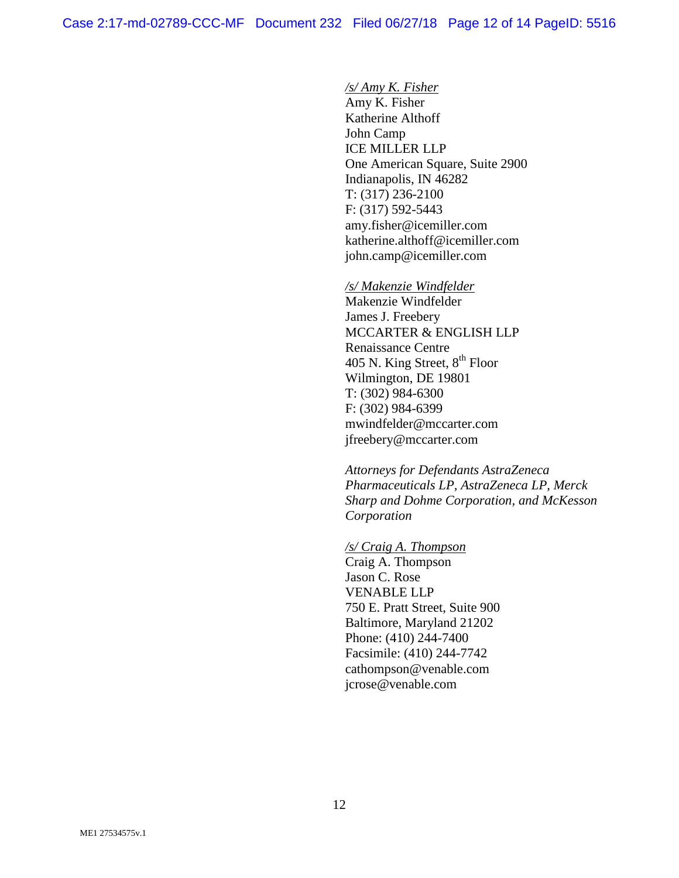*/s/ Amy K. Fisher*
Amy K. Fisher
Katherine Althoff
John Camp
ICE MILLER LLP
One American Square, Suite 2900
Indianapolis, IN 46282
T: (317) 236-2100
F: (317) 592-5443
amy.fisher@icemiller.com
katherine.althoff@icemiller.com
john.camp@icemiller.com

*/s/ Makenzie Windfelder*
Makenzie Windfelder
James J. Freebery
MCCARTER & ENGLISH LLP
Renaissance Centre
405 N. King Street, 8th Floor
Wilmington, DE 19801
T: (302) 984-6300
F: (302) 984-6399
mwindfelder@mccarter.com
jfreebery@mccarter.com

*Attorneys for Defendants AstraZeneca Pharmaceuticals LP, AstraZeneca LP, Merck Sharp and Dohme Corporation, and McKesson Corporation*

*/s/ Craig A. Thompson*
Craig A. Thompson
Jason C. Rose
VENABLE LLP
750 E. Pratt Street, Suite 900
Baltimore, Maryland 21202
Phone: (410) 244-7400
Facsimile: (410) 244-7742
cathompson@venable.com
jcrose@venable.com

ME1 27534575v.1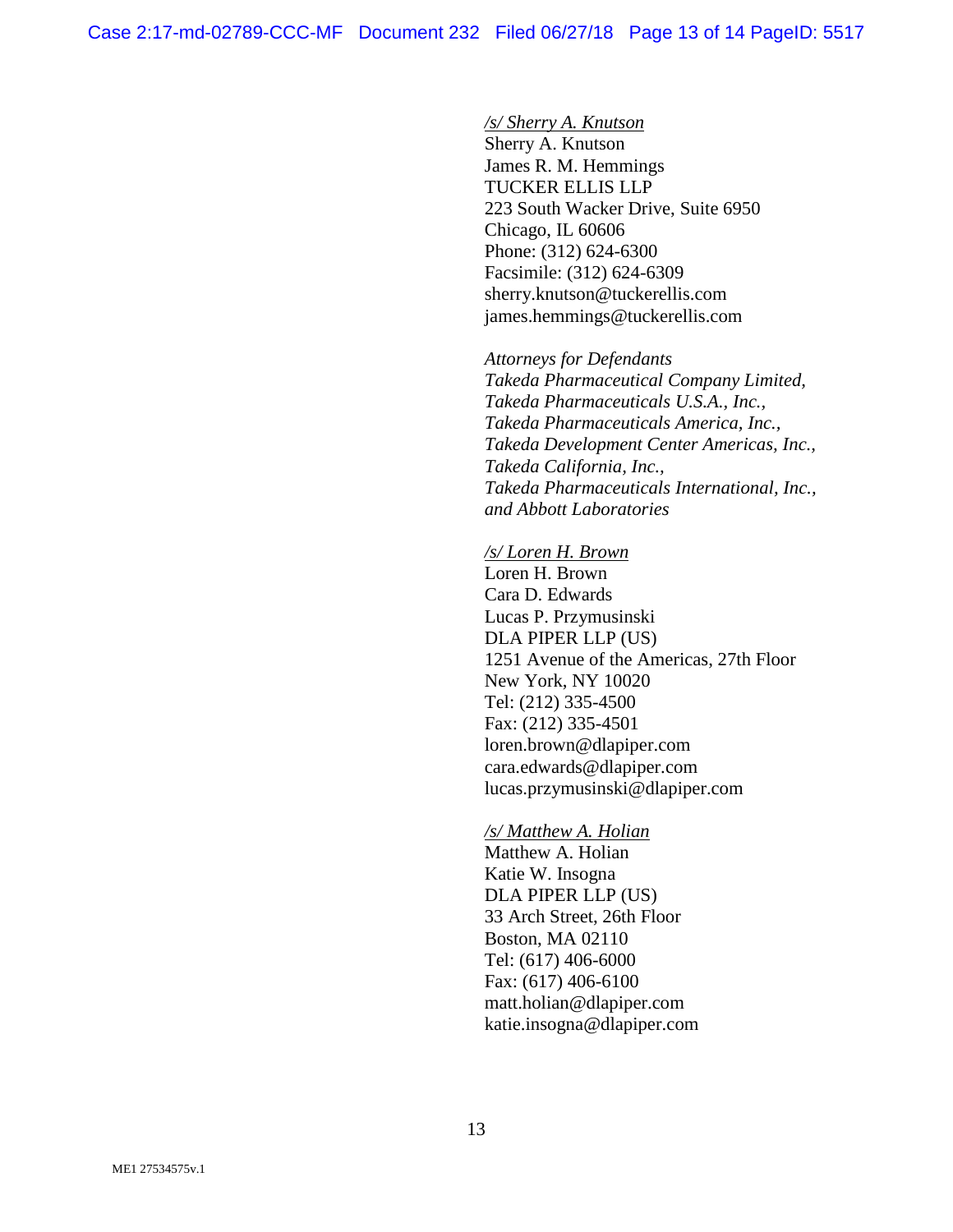*/s/ Sherry A. Knutson*
Sherry A. Knutson
James R. M. Hemmings
TUCKER ELLIS LLP
223 South Wacker Drive, Suite 6950
Chicago, IL 60606
Phone: (312) 624-6300
Facsimile: (312) 624-6309
sherry.knutson@tuckerellis.com
james.hemmings@tuckerellis.com

*Attorneys for Defendants*
*Takeda Pharmaceutical Company Limited,*
*Takeda Pharmaceuticals U.S.A., Inc.,*
*Takeda Pharmaceuticals America, Inc.,*
*Takeda Development Center Americas, Inc.,*
*Takeda California, Inc.,*
*Takeda Pharmaceuticals International, Inc.,*
*and Abbott Laboratories*

*/s/ Loren H. Brown*
Loren H. Brown
Cara D. Edwards
Lucas P. Przymusinski
DLA PIPER LLP (US)
1251 Avenue of the Americas, 27th Floor
New York, NY 10020
Tel: (212) 335-4500
Fax: (212) 335-4501
loren.brown@dlapiper.com
cara.edwards@dlapiper.com
lucas.przymusinski@dlapiper.com

*/s/ Matthew A. Holian*
Matthew A. Holian
Katie W. Insogna
DLA PIPER LLP (US)
33 Arch Street, 26th Floor
Boston, MA 02110
Tel: (617) 406-6000
Fax: (617) 406-6100
matt.holian@dlapiper.com
katie.insogna@dlapiper.com

ME1 27534575v.1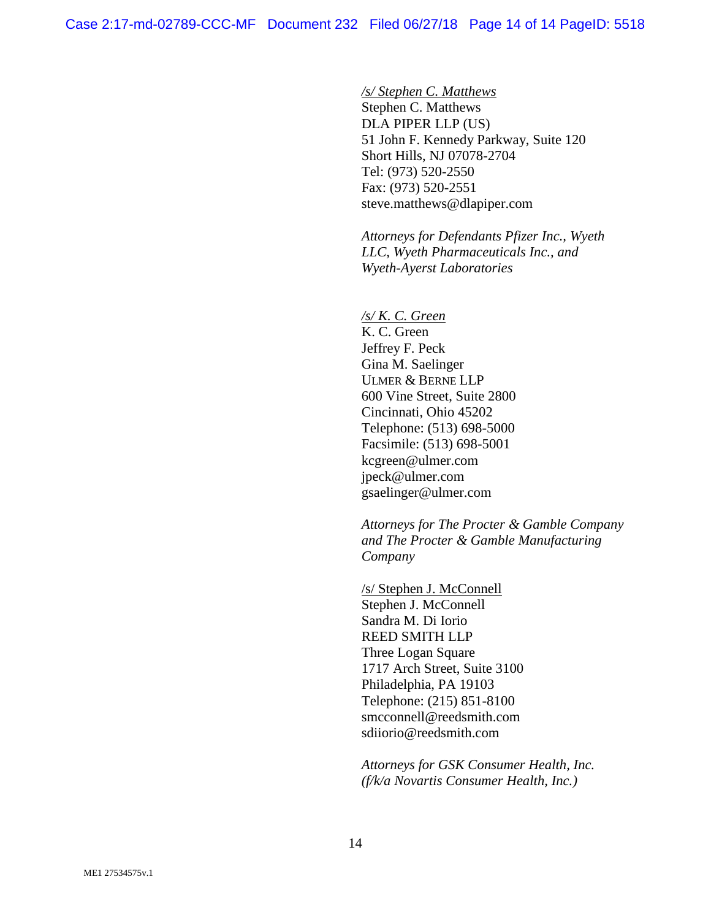/s/ Stephen C. Matthews
Stephen C. Matthews
DLA PIPER LLP (US)
51 John F. Kennedy Parkway, Suite 120
Short Hills, NJ 07078-2704
Tel: (973) 520-2550
Fax: (973) 520-2551
steve.matthews@dlapiper.com

*Attorneys for Defendants Pfizer Inc., Wyeth LLC, Wyeth Pharmaceuticals Inc., and Wyeth-Ayerst Laboratories*

/s/ K. C. Green
K. C. Green
Jeffrey F. Peck
Gina M. Saelinger
ULMER & BERNE LLP
600 Vine Street, Suite 2800
Cincinnati, Ohio 45202
Telephone: (513) 698-5000
Facsimile: (513) 698-5001
kcgreen@ulmer.com
jpeck@ulmer.com
gsaelinger@ulmer.com

*Attorneys for The Procter & Gamble Company and The Procter & Gamble Manufacturing Company*

/s/ Stephen J. McConnell
Stephen J. McConnell
Sandra M. Di Iorio
REED SMITH LLP
Three Logan Square
1717 Arch Street, Suite 3100
Philadelphia, PA 19103
Telephone: (215) 851-8100
smcconnell@reedsmith.com
sdiiorio@reedsmith.com

*Attorneys for GSK Consumer Health, Inc. (f/k/a Novartis Consumer Health, Inc.)*

ME1 27534575v.1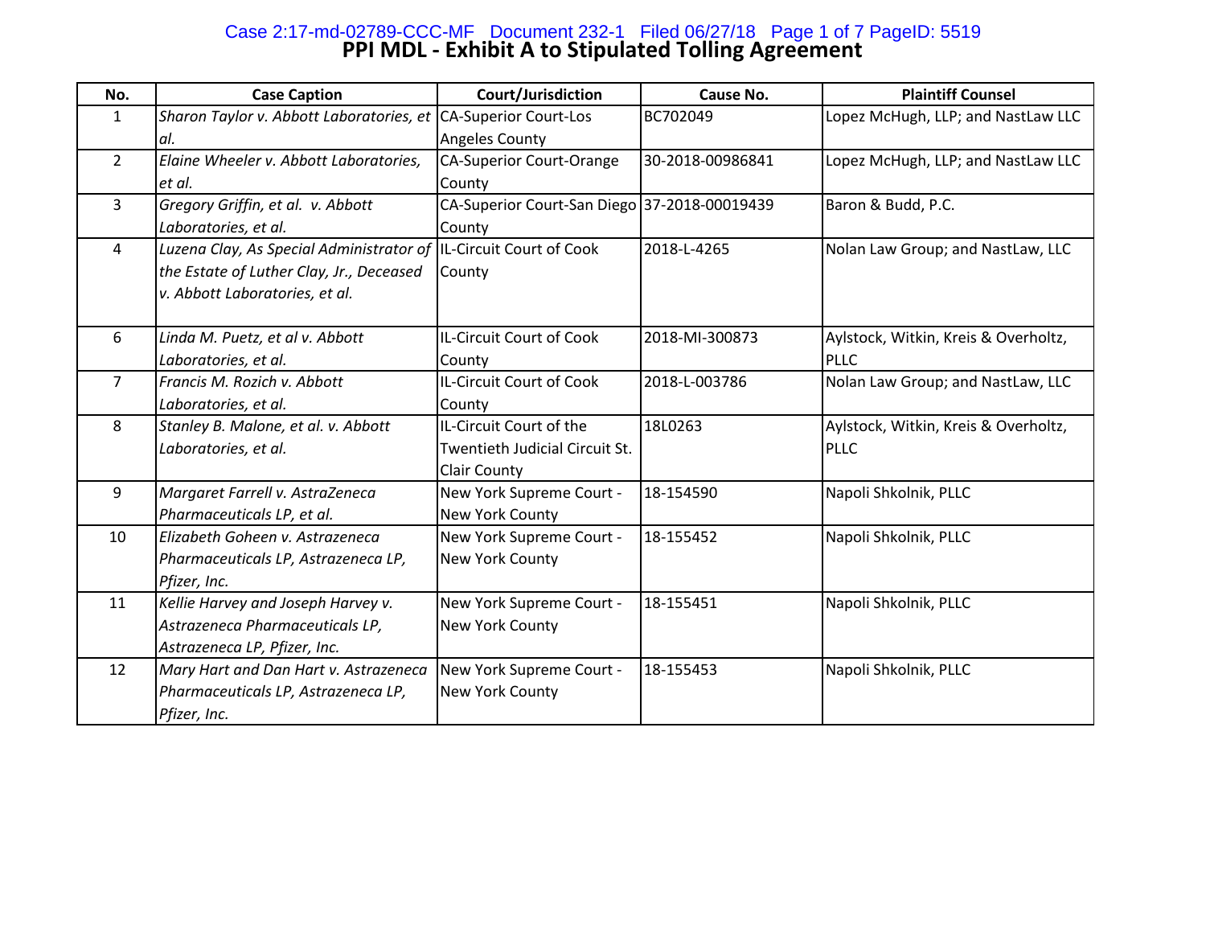# PPI MDL - Exhibit A to Stipulated Tolling Agreement

| No. | Case Caption | Court/Jurisdiction | Cause No. | Plaintiff Counsel |
|---|---|---|---|---|
| 1 | *Sharon Taylor v. Abbott Laboratories, et al.* | CA-Superior Court-Los Angeles County | BC702049 | Lopez McHugh, LLP; and NastLaw LLC |
| 2 | *Elaine Wheeler v. Abbott Laboratories, et al.* | CA-Superior Court-Orange County | 30-2018-00986841 | Lopez McHugh, LLP; and NastLaw LLC |
| 3 | *Gregory Griffin, et al. v. Abbott Laboratories, et al.* | CA-Superior Court-San Diego County | 37-2018-00019439 | Baron & Budd, P.C. |
| 4 | *Luzena Clay, As Special Administrator of the Estate of Luther Clay, Jr., Deceased v. Abbott Laboratories, et al.* | IL-Circuit Court of Cook County | 2018-L-4265 | Nolan Law Group; and NastLaw, LLC |
| 6 | *Linda M. Puetz, et al v. Abbott Laboratories, et al.* | IL-Circuit Court of Cook County | 2018-MI-300873 | Aylstock, Witkin, Kreis & Overholtz, PLLC |
| 7 | *Francis M. Rozich v. Abbott Laboratories, et al.* | IL-Circuit Court of Cook County | 2018-L-003786 | Nolan Law Group; and NastLaw, LLC |
| 8 | *Stanley B. Malone, et al. v. Abbott Laboratories, et al.* | IL-Circuit Court of the Twentieth Judicial Circuit St. Clair County | 18L0263 | Aylstock, Witkin, Kreis & Overholtz, PLLC |
| 9 | *Margaret Farrell v. AstraZeneca Pharmaceuticals LP, et al.* | New York Supreme Court - New York County | 18-154590 | Napoli Shkolnik, PLLC |
| 10 | *Elizabeth Goheen v. Astrazeneca Pharmaceuticals LP, Astrazeneca LP, Pfizer, Inc.* | New York Supreme Court - New York County | 18-155452 | Napoli Shkolnik, PLLC |
| 11 | *Kellie Harvey and Joseph Harvey v. Astrazeneca Pharmaceuticals LP, Astrazeneca LP, Pfizer, Inc.* | New York Supreme Court - New York County | 18-155451 | Napoli Shkolnik, PLLC |
| 12 | *Mary Hart and Dan Hart v. Astrazeneca Pharmaceuticals LP, Astrazeneca LP, Pfizer, Inc.* | New York Supreme Court - New York County | 18-155453 | Napoli Shkolnik, PLLC |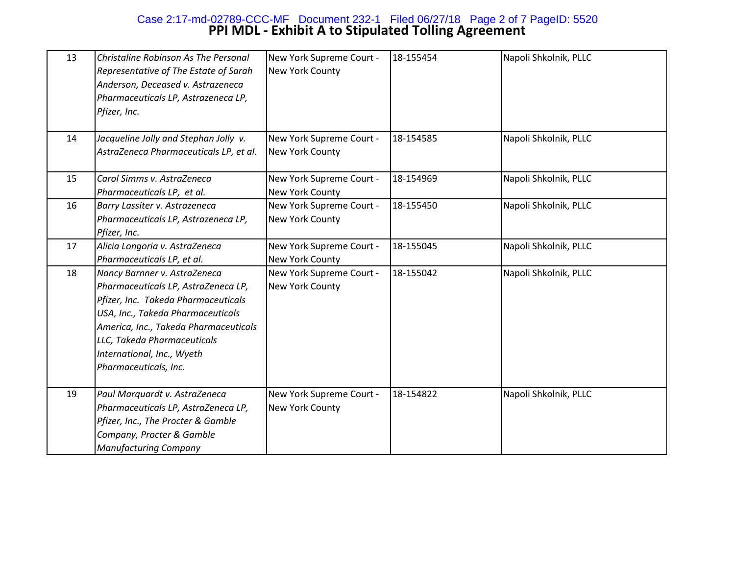# PPI MDL - Exhibit A to Stipulated Tolling Agreement

| | | | | |
|---|---|---|---|---|
| 13 | *Christaline Robinson As The Personal Representative of The Estate of Sarah Anderson, Deceased v. Astrazeneca Pharmaceuticals LP, Astrazeneca LP, Pfizer, Inc.* | New York Supreme Court - New York County | 18-155454 | Napoli Shkolnik, PLLC |
| 14 | *Jacqueline Jolly and Stephan Jolly v. AstraZeneca Pharmaceuticals LP, et al.* | New York Supreme Court - New York County | 18-154585 | Napoli Shkolnik, PLLC |
| 15 | *Carol Simms v. AstraZeneca Pharmaceuticals LP, et al.* | New York Supreme Court - New York County | 18-154969 | Napoli Shkolnik, PLLC |
| 16 | *Barry Lassiter v. Astrazeneca Pharmaceuticals LP, Astrazeneca LP, Pfizer, Inc.* | New York Supreme Court - New York County | 18-155450 | Napoli Shkolnik, PLLC |
| 17 | *Alicia Longoria v. AstraZeneca Pharmaceuticals LP, et al.* | New York Supreme Court - New York County | 18-155045 | Napoli Shkolnik, PLLC |
| 18 | *Nancy Barnner v. AstraZeneca Pharmaceuticals LP, AstraZeneca LP, Pfizer, Inc. Takeda Pharmaceuticals USA, Inc., Takeda Pharmaceuticals America, Inc., Takeda Pharmaceuticals LLC, Takeda Pharmaceuticals International, Inc., Wyeth Pharmaceuticals, Inc.* | New York Supreme Court - New York County | 18-155042 | Napoli Shkolnik, PLLC |
| 19 | *Paul Marquardt v. AstraZeneca Pharmaceuticals LP, AstraZeneca LP, Pfizer, Inc., The Procter & Gamble Company, Procter & Gamble Manufacturing Company* | New York Supreme Court - New York County | 18-154822 | Napoli Shkolnik, PLLC |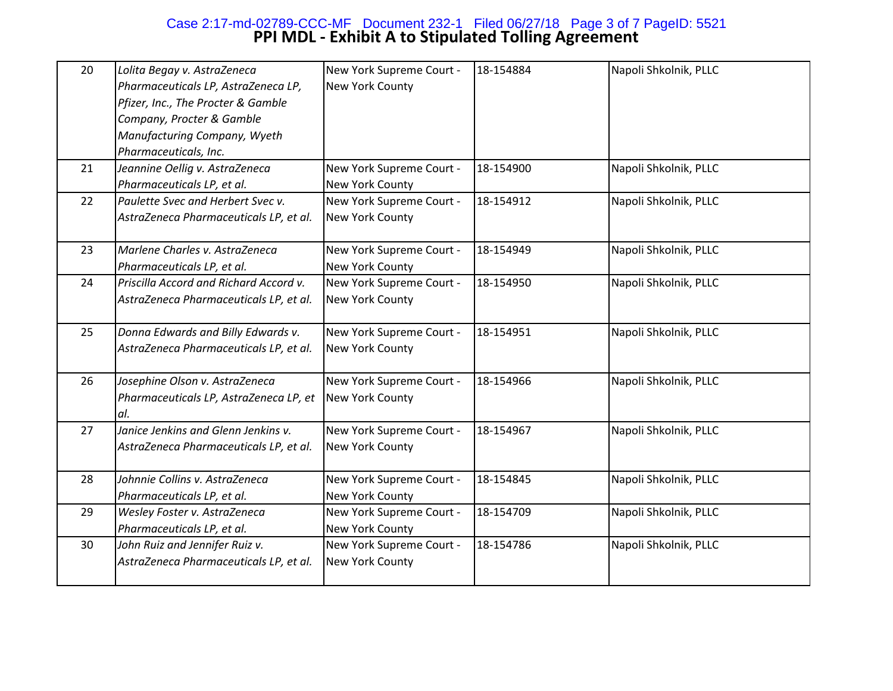# PPI MDL - Exhibit A to Stipulated Tolling Agreement

| | | | | |
|---|---|---|---|---|
| 20 | *Lolita Begay v. AstraZeneca Pharmaceuticals LP, AstraZeneca LP, Pfizer, Inc., The Procter & Gamble Company, Procter & Gamble Manufacturing Company, Wyeth Pharmaceuticals, Inc.* | New York Supreme Court - New York County | 18-154884 | Napoli Shkolnik, PLLC |
| 21 | *Jeannine Oellig v. AstraZeneca Pharmaceuticals LP, et al.* | New York Supreme Court - New York County | 18-154900 | Napoli Shkolnik, PLLC |
| 22 | *Paulette Svec and Herbert Svec v. AstraZeneca Pharmaceuticals LP, et al.* | New York Supreme Court - New York County | 18-154912 | Napoli Shkolnik, PLLC |
| 23 | *Marlene Charles v. AstraZeneca Pharmaceuticals LP, et al.* | New York Supreme Court - New York County | 18-154949 | Napoli Shkolnik, PLLC |
| 24 | *Priscilla Accord and Richard Accord v. AstraZeneca Pharmaceuticals LP, et al.* | New York Supreme Court - New York County | 18-154950 | Napoli Shkolnik, PLLC |
| 25 | *Donna Edwards and Billy Edwards v. AstraZeneca Pharmaceuticals LP, et al.* | New York Supreme Court - New York County | 18-154951 | Napoli Shkolnik, PLLC |
| 26 | *Josephine Olson v. AstraZeneca Pharmaceuticals LP, AstraZeneca LP, et al.* | New York Supreme Court - New York County | 18-154966 | Napoli Shkolnik, PLLC |
| 27 | *Janice Jenkins and Glenn Jenkins v. AstraZeneca Pharmaceuticals LP, et al.* | New York Supreme Court - New York County | 18-154967 | Napoli Shkolnik, PLLC |
| 28 | *Johnnie Collins v. AstraZeneca Pharmaceuticals LP, et al.* | New York Supreme Court - New York County | 18-154845 | Napoli Shkolnik, PLLC |
| 29 | *Wesley Foster v. AstraZeneca Pharmaceuticals LP, et al.* | New York Supreme Court - New York County | 18-154709 | Napoli Shkolnik, PLLC |
| 30 | *John Ruiz and Jennifer Ruiz v. AstraZeneca Pharmaceuticals LP, et al.* | New York Supreme Court - New York County | 18-154786 | Napoli Shkolnik, PLLC |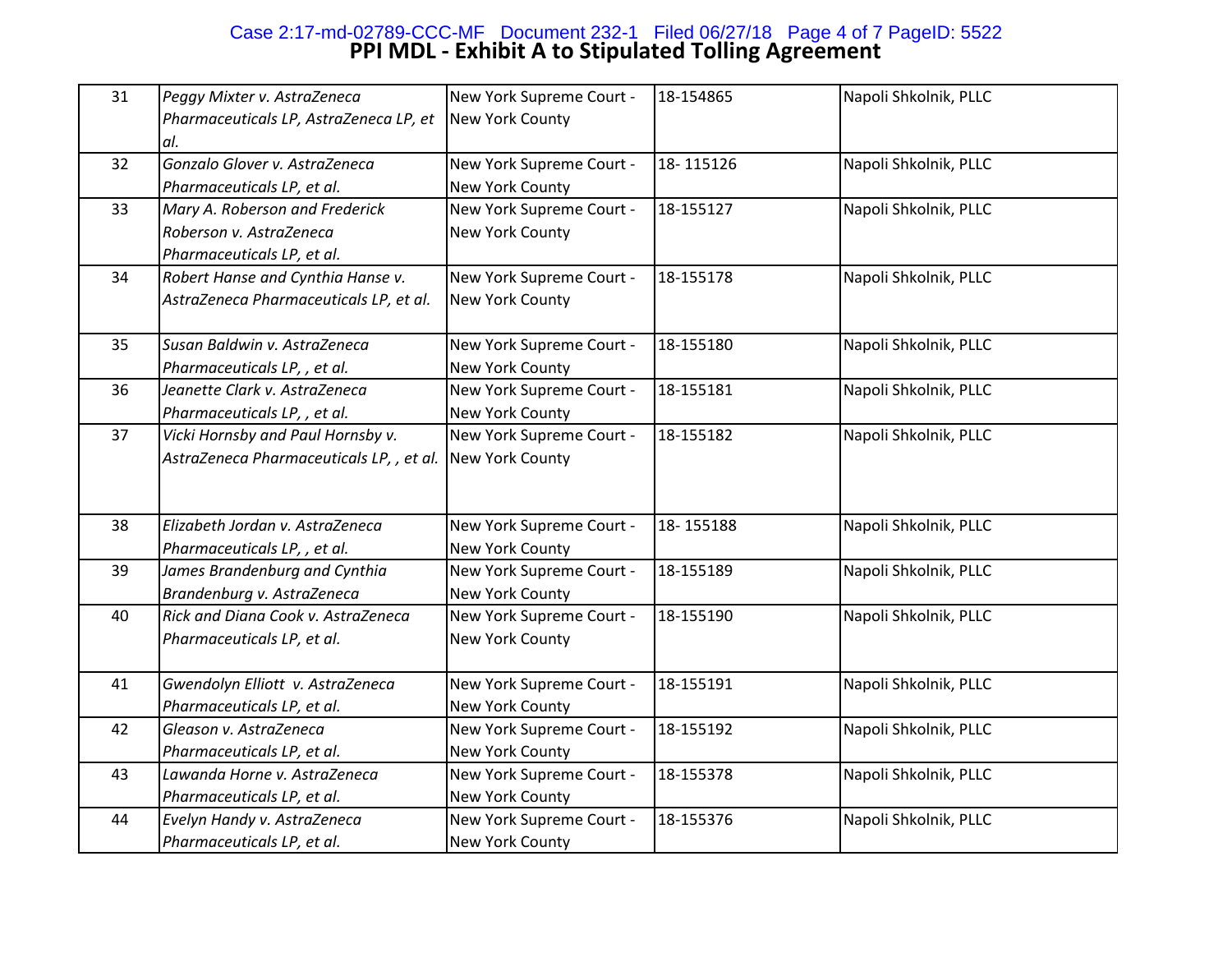## PPI MDL - Exhibit A to Stipulated Tolling Agreement

| | | | | |
|---|---|---|---|---|
| 31 | *Peggy Mixter v. AstraZeneca Pharmaceuticals LP, AstraZeneca LP, et al.* | New York Supreme Court - New York County | 18-154865 | Napoli Shkolnik, PLLC |
| 32 | *Gonzalo Glover v. AstraZeneca Pharmaceuticals LP, et al.* | New York Supreme Court - New York County | 18- 115126 | Napoli Shkolnik, PLLC |
| 33 | *Mary A. Roberson and Frederick Roberson v. AstraZeneca Pharmaceuticals LP, et al.* | New York Supreme Court - New York County | 18-155127 | Napoli Shkolnik, PLLC |
| 34 | *Robert Hanse and Cynthia Hanse v. AstraZeneca Pharmaceuticals LP, et al.* | New York Supreme Court - New York County | 18-155178 | Napoli Shkolnik, PLLC |
| 35 | *Susan Baldwin v. AstraZeneca Pharmaceuticals LP, , et al.* | New York Supreme Court - New York County | 18-155180 | Napoli Shkolnik, PLLC |
| 36 | *Jeanette Clark v. AstraZeneca Pharmaceuticals LP, , et al.* | New York Supreme Court - New York County | 18-155181 | Napoli Shkolnik, PLLC |
| 37 | *Vicki Hornsby and Paul Hornsby v. AstraZeneca Pharmaceuticals LP, , et al.* | New York Supreme Court - New York County | 18-155182 | Napoli Shkolnik, PLLC |
| 38 | *Elizabeth Jordan v. AstraZeneca Pharmaceuticals LP, , et al.* | New York Supreme Court - New York County | 18- 155188 | Napoli Shkolnik, PLLC |
| 39 | *James Brandenburg and Cynthia Brandenburg v. AstraZeneca* | New York Supreme Court - New York County | 18-155189 | Napoli Shkolnik, PLLC |
| 40 | *Rick and Diana Cook v. AstraZeneca Pharmaceuticals LP, et al.* | New York Supreme Court - New York County | 18-155190 | Napoli Shkolnik, PLLC |
| 41 | *Gwendolyn Elliott v. AstraZeneca Pharmaceuticals LP, et al.* | New York Supreme Court - New York County | 18-155191 | Napoli Shkolnik, PLLC |
| 42 | *Gleason v. AstraZeneca Pharmaceuticals LP, et al.* | New York Supreme Court - New York County | 18-155192 | Napoli Shkolnik, PLLC |
| 43 | *Lawanda Horne v. AstraZeneca Pharmaceuticals LP, et al.* | New York Supreme Court - New York County | 18-155378 | Napoli Shkolnik, PLLC |
| 44 | *Evelyn Handy v. AstraZeneca Pharmaceuticals LP, et al.* | New York Supreme Court - New York County | 18-155376 | Napoli Shkolnik, PLLC |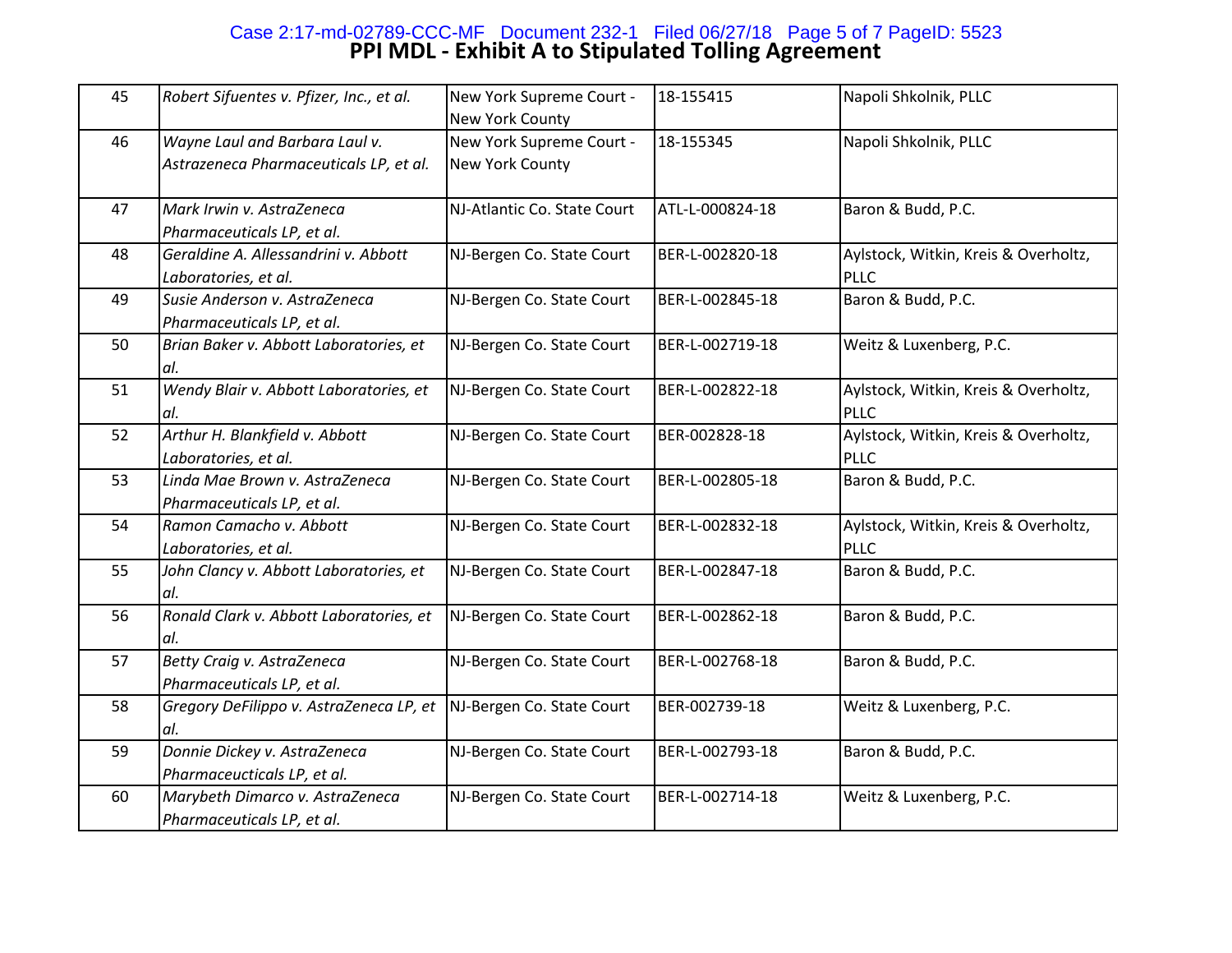# PPI MDL - Exhibit A to Stipulated Tolling Agreement

| | | | | |
|---|---|---|---|---|
| 45 | *Robert Sifuentes v. Pfizer, Inc., et al.* | New York Supreme Court - New York County | 18-155415 | Napoli Shkolnik, PLLC |
| 46 | *Wayne Laul and Barbara Laul v. Astrazeneca Pharmaceuticals LP, et al.* | New York Supreme Court - New York County | 18-155345 | Napoli Shkolnik, PLLC |
| 47 | *Mark Irwin v. AstraZeneca Pharmaceuticals LP, et al.* | NJ-Atlantic Co. State Court | ATL-L-000824-18 | Baron & Budd, P.C. |
| 48 | *Geraldine A. Allessandrini v. Abbott Laboratories, et al.* | NJ-Bergen Co. State Court | BER-L-002820-18 | Aylstock, Witkin, Kreis & Overholtz, PLLC |
| 49 | *Susie Anderson v. AstraZeneca Pharmaceuticals LP, et al.* | NJ-Bergen Co. State Court | BER-L-002845-18 | Baron & Budd, P.C. |
| 50 | *Brian Baker v. Abbott Laboratories, et al.* | NJ-Bergen Co. State Court | BER-L-002719-18 | Weitz & Luxenberg, P.C. |
| 51 | *Wendy Blair v. Abbott Laboratories, et al.* | NJ-Bergen Co. State Court | BER-L-002822-18 | Aylstock, Witkin, Kreis & Overholtz, PLLC |
| 52 | *Arthur H. Blankfield v. Abbott Laboratories, et al.* | NJ-Bergen Co. State Court | BER-002828-18 | Aylstock, Witkin, Kreis & Overholtz, PLLC |
| 53 | *Linda Mae Brown v. AstraZeneca Pharmaceuticals LP, et al.* | NJ-Bergen Co. State Court | BER-L-002805-18 | Baron & Budd, P.C. |
| 54 | *Ramon Camacho v. Abbott Laboratories, et al.* | NJ-Bergen Co. State Court | BER-L-002832-18 | Aylstock, Witkin, Kreis & Overholtz, PLLC |
| 55 | *John Clancy v. Abbott Laboratories, et al.* | NJ-Bergen Co. State Court | BER-L-002847-18 | Baron & Budd, P.C. |
| 56 | *Ronald Clark v. Abbott Laboratories, et al.* | NJ-Bergen Co. State Court | BER-L-002862-18 | Baron & Budd, P.C. |
| 57 | *Betty Craig v. AstraZeneca Pharmaceuticals LP, et al.* | NJ-Bergen Co. State Court | BER-L-002768-18 | Baron & Budd, P.C. |
| 58 | *Gregory DeFilippo v. AstraZeneca LP, et al.* | NJ-Bergen Co. State Court | BER-002739-18 | Weitz & Luxenberg, P.C. |
| 59 | *Donnie Dickey v. AstraZeneca Pharmaceucticals LP, et al.* | NJ-Bergen Co. State Court | BER-L-002793-18 | Baron & Budd, P.C. |
| 60 | *Marybeth Dimarco v. AstraZeneca Pharmaceuticals LP, et al.* | NJ-Bergen Co. State Court | BER-L-002714-18 | Weitz & Luxenberg, P.C. |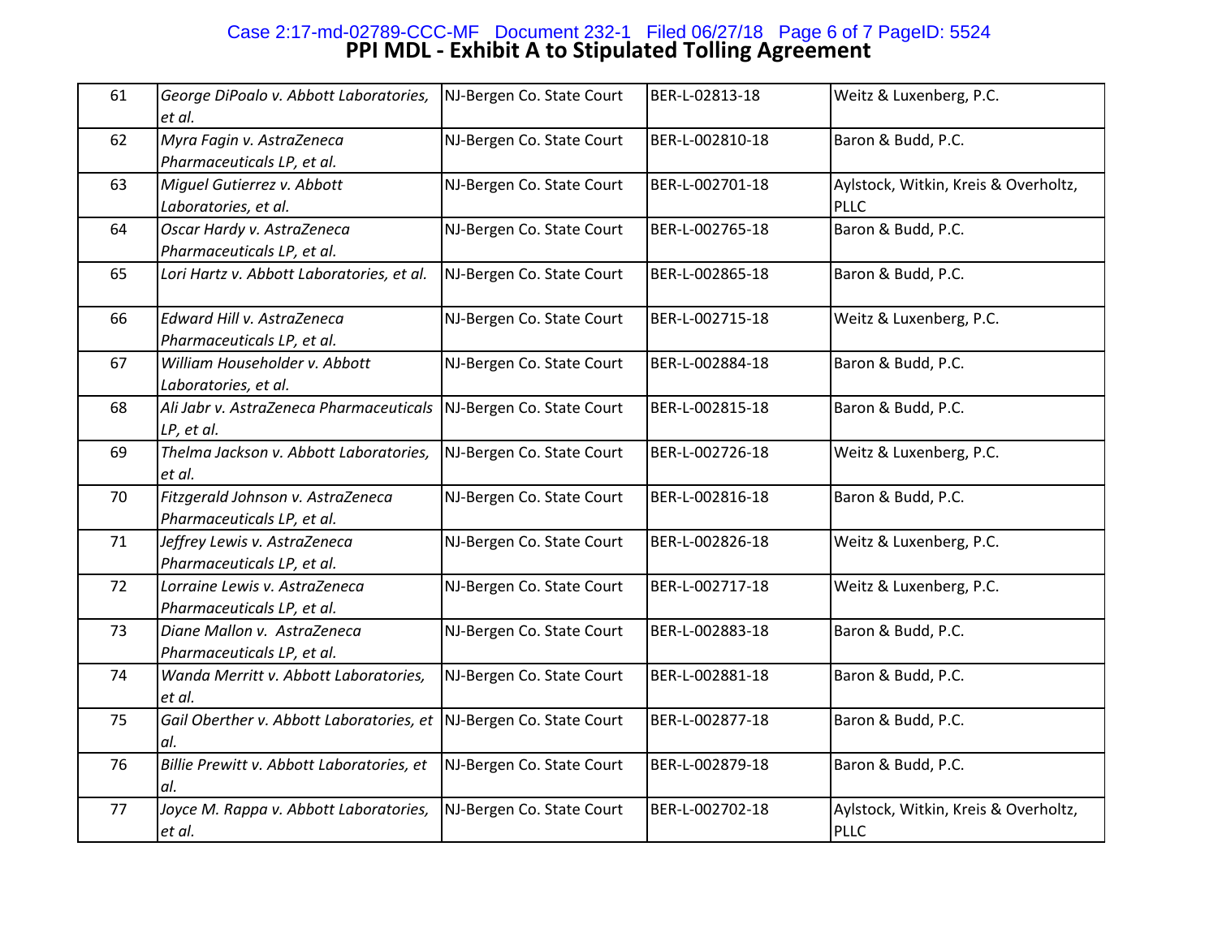# PPI MDL - Exhibit A to Stipulated Tolling Agreement

| | | | | |
|---|---|---|---|---|
| 61 | *George DiPoalo v. Abbott Laboratories, et al.* | NJ-Bergen Co. State Court | BER-L-02813-18 | Weitz & Luxenberg, P.C. |
| 62 | *Myra Fagin v. AstraZeneca Pharmaceuticals LP, et al.* | NJ-Bergen Co. State Court | BER-L-002810-18 | Baron & Budd, P.C. |
| 63 | *Miguel Gutierrez v. Abbott Laboratories, et al.* | NJ-Bergen Co. State Court | BER-L-002701-18 | Aylstock, Witkin, Kreis & Overholtz, PLLC |
| 64 | *Oscar Hardy v. AstraZeneca Pharmaceuticals LP, et al.* | NJ-Bergen Co. State Court | BER-L-002765-18 | Baron & Budd, P.C. |
| 65 | *Lori Hartz v. Abbott Laboratories, et al.* | NJ-Bergen Co. State Court | BER-L-002865-18 | Baron & Budd, P.C. |
| 66 | *Edward Hill v. AstraZeneca Pharmaceuticals LP, et al.* | NJ-Bergen Co. State Court | BER-L-002715-18 | Weitz & Luxenberg, P.C. |
| 67 | *William Householder v. Abbott Laboratories, et al.* | NJ-Bergen Co. State Court | BER-L-002884-18 | Baron & Budd, P.C. |
| 68 | *Ali Jabr v. AstraZeneca Pharmaceuticals LP, et al.* | NJ-Bergen Co. State Court | BER-L-002815-18 | Baron & Budd, P.C. |
| 69 | *Thelma Jackson v. Abbott Laboratories, et al.* | NJ-Bergen Co. State Court | BER-L-002726-18 | Weitz & Luxenberg, P.C. |
| 70 | *Fitzgerald Johnson v. AstraZeneca Pharmaceuticals LP, et al.* | NJ-Bergen Co. State Court | BER-L-002816-18 | Baron & Budd, P.C. |
| 71 | *Jeffrey Lewis v. AstraZeneca Pharmaceuticals LP, et al.* | NJ-Bergen Co. State Court | BER-L-002826-18 | Weitz & Luxenberg, P.C. |
| 72 | *Lorraine Lewis v. AstraZeneca Pharmaceuticals LP, et al.* | NJ-Bergen Co. State Court | BER-L-002717-18 | Weitz & Luxenberg, P.C. |
| 73 | *Diane Mallon v. AstraZeneca Pharmaceuticals LP, et al.* | NJ-Bergen Co. State Court | BER-L-002883-18 | Baron & Budd, P.C. |
| 74 | *Wanda Merritt v. Abbott Laboratories, et al.* | NJ-Bergen Co. State Court | BER-L-002881-18 | Baron & Budd, P.C. |
| 75 | *Gail Oberther v. Abbott Laboratories, et al.* | NJ-Bergen Co. State Court | BER-L-002877-18 | Baron & Budd, P.C. |
| 76 | *Billie Prewitt v. Abbott Laboratories, et al.* | NJ-Bergen Co. State Court | BER-L-002879-18 | Baron & Budd, P.C. |
| 77 | *Joyce M. Rappa v. Abbott Laboratories, et al.* | NJ-Bergen Co. State Court | BER-L-002702-18 | Aylstock, Witkin, Kreis & Overholtz, PLLC |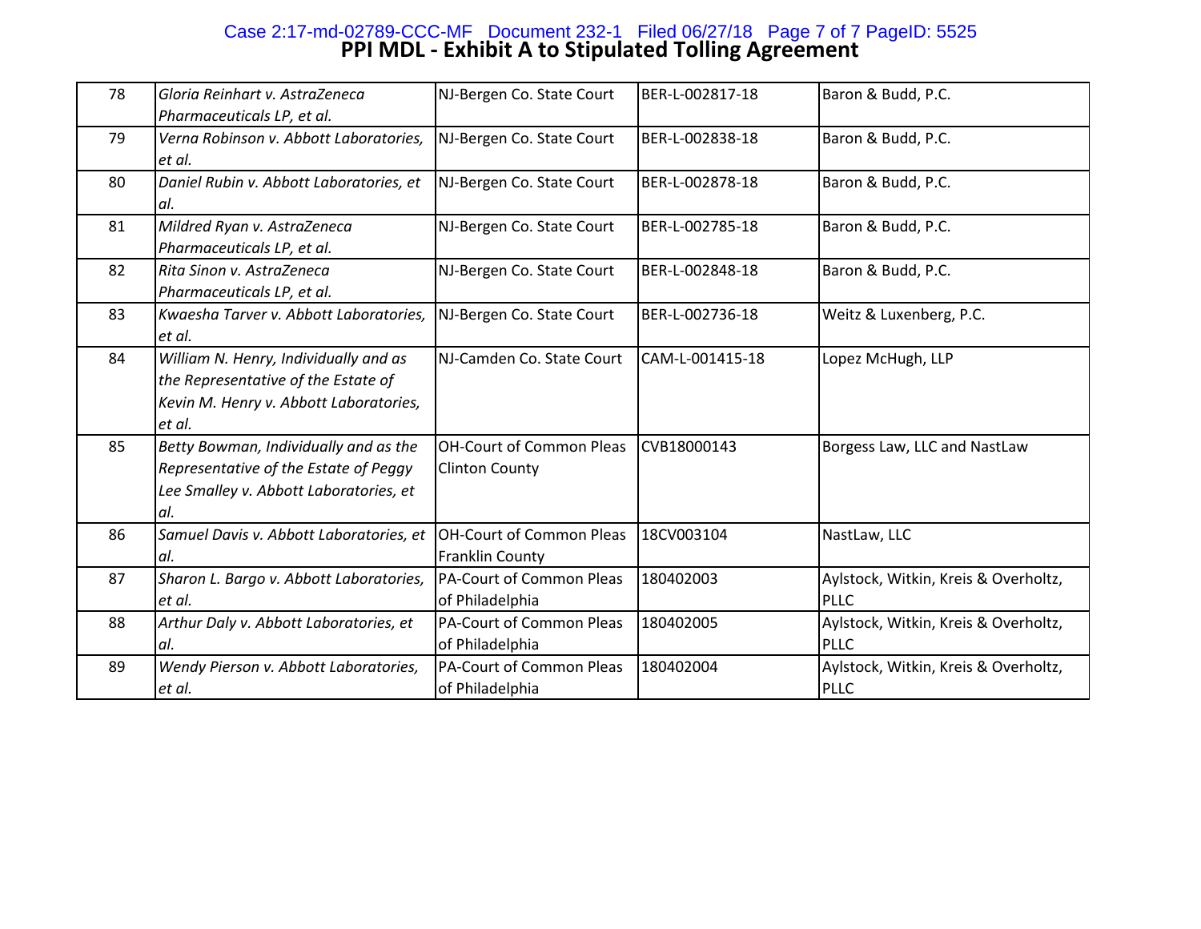## PPI MDL - Exhibit A to Stipulated Tolling Agreement

| | | | | |
|---|---|---|---|---|
| 78 | *Gloria Reinhart v. AstraZeneca Pharmaceuticals LP, et al.* | NJ-Bergen Co. State Court | BER-L-002817-18 | Baron & Budd, P.C. |
| 79 | *Verna Robinson v. Abbott Laboratories, et al.* | NJ-Bergen Co. State Court | BER-L-002838-18 | Baron & Budd, P.C. |
| 80 | *Daniel Rubin v. Abbott Laboratories, et al.* | NJ-Bergen Co. State Court | BER-L-002878-18 | Baron & Budd, P.C. |
| 81 | *Mildred Ryan v. AstraZeneca Pharmaceuticals LP, et al.* | NJ-Bergen Co. State Court | BER-L-002785-18 | Baron & Budd, P.C. |
| 82 | *Rita Sinon v. AstraZeneca Pharmaceuticals LP, et al.* | NJ-Bergen Co. State Court | BER-L-002848-18 | Baron & Budd, P.C. |
| 83 | *Kwaesha Tarver v. Abbott Laboratories, et al.* | NJ-Bergen Co. State Court | BER-L-002736-18 | Weitz & Luxenberg, P.C. |
| 84 | *William N. Henry, Individually and as the Representative of the Estate of Kevin M. Henry v. Abbott Laboratories, et al.* | NJ-Camden Co. State Court | CAM-L-001415-18 | Lopez McHugh, LLP |
| 85 | *Betty Bowman, Individually and as the Representative of the Estate of Peggy Lee Smalley v. Abbott Laboratories, et al.* | OH-Court of Common Pleas Clinton County | CVB18000143 | Borgess Law, LLC and NastLaw |
| 86 | *Samuel Davis v. Abbott Laboratories, et al.* | OH-Court of Common Pleas Franklin County | 18CV003104 | NastLaw, LLC |
| 87 | *Sharon L. Bargo v. Abbott Laboratories, et al.* | PA-Court of Common Pleas of Philadelphia | 180402003 | Aylstock, Witkin, Kreis & Overholtz, PLLC |
| 88 | *Arthur Daly v. Abbott Laboratories, et al.* | PA-Court of Common Pleas of Philadelphia | 180402005 | Aylstock, Witkin, Kreis & Overholtz, PLLC |
| 89 | *Wendy Pierson v. Abbott Laboratories, et al.* | PA-Court of Common Pleas of Philadelphia | 180402004 | Aylstock, Witkin, Kreis & Overholtz, PLLC |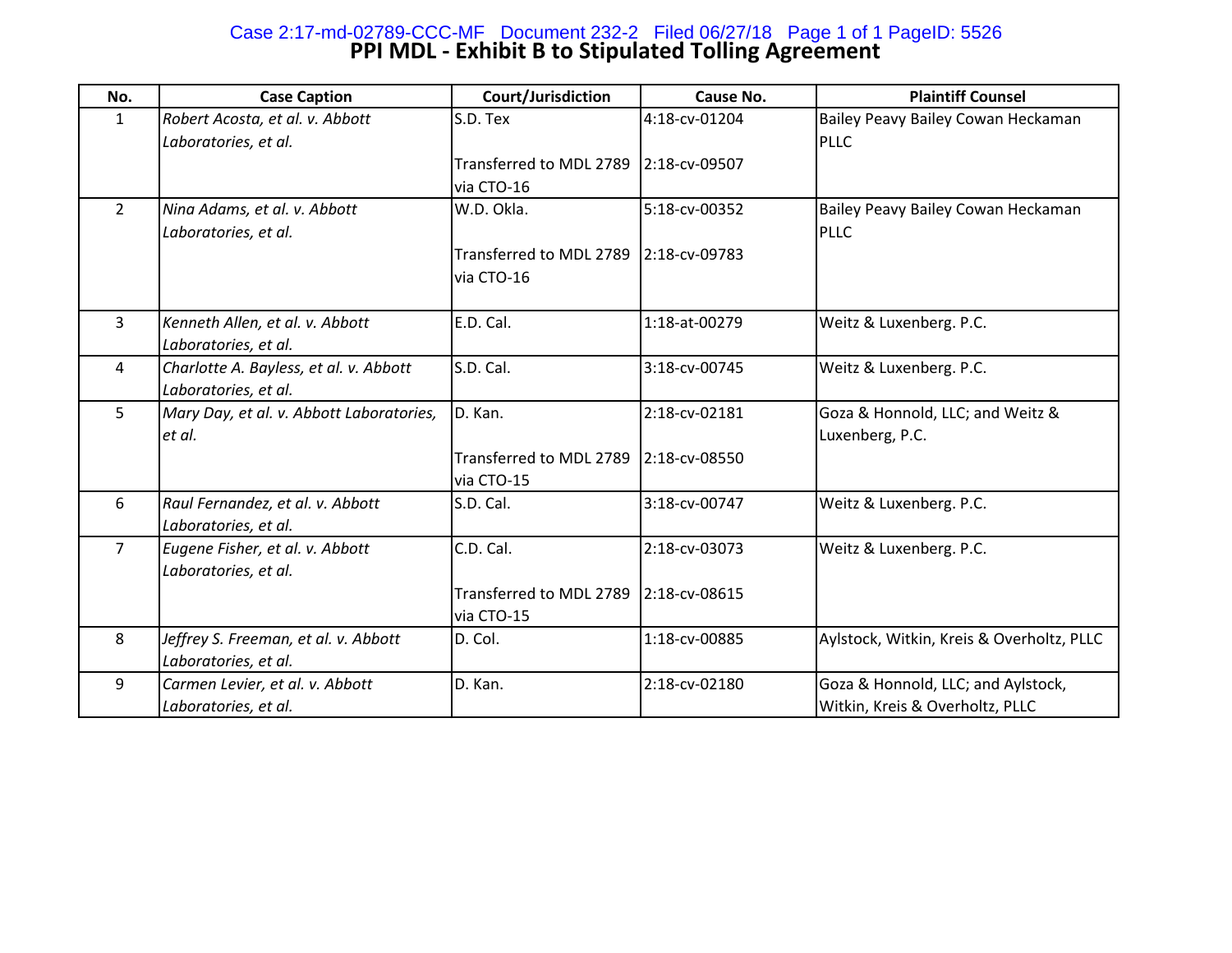# PPI MDL - Exhibit B to Stipulated Tolling Agreement

| No. | Case Caption | Court/Jurisdiction | Cause No. | Plaintiff Counsel |
|---|---|---|---|---|
| 1 | *Robert Acosta, et al. v. Abbott Laboratories, et al.* | S.D. Tex<br><br>Transferred to MDL 2789 via CTO-16 | 4:18-cv-01204<br><br>2:18-cv-09507 | Bailey Peavy Bailey Cowan Heckaman PLLC |
| 2 | *Nina Adams, et al. v. Abbott Laboratories, et al.* | W.D. Okla.<br><br>Transferred to MDL 2789 via CTO-16 | 5:18-cv-00352<br><br>2:18-cv-09783 | Bailey Peavy Bailey Cowan Heckaman PLLC |
| 3 | *Kenneth Allen, et al. v. Abbott Laboratories, et al.* | E.D. Cal. | 1:18-at-00279 | Weitz & Luxenberg. P.C. |
| 4 | *Charlotte A. Bayless, et al. v. Abbott Laboratories, et al.* | S.D. Cal. | 3:18-cv-00745 | Weitz & Luxenberg. P.C. |
| 5 | *Mary Day, et al. v. Abbott Laboratories, et al.* | D. Kan.<br><br>Transferred to MDL 2789 via CTO-15 | 2:18-cv-02181<br><br>2:18-cv-08550 | Goza & Honnold, LLC; and Weitz & Luxenberg, P.C. |
| 6 | *Raul Fernandez, et al. v. Abbott Laboratories, et al.* | S.D. Cal. | 3:18-cv-00747 | Weitz & Luxenberg. P.C. |
| 7 | *Eugene Fisher, et al. v. Abbott Laboratories, et al.* | C.D. Cal.<br><br>Transferred to MDL 2789 via CTO-15 | 2:18-cv-03073<br><br>2:18-cv-08615 | Weitz & Luxenberg. P.C. |
| 8 | *Jeffrey S. Freeman, et al. v. Abbott Laboratories, et al.* | D. Col. | 1:18-cv-00885 | Aylstock, Witkin, Kreis & Overholtz, PLLC |
| 9 | *Carmen Levier, et al. v. Abbott Laboratories, et al.* | D. Kan. | 2:18-cv-02180 | Goza & Honnold, LLC; and Aylstock, Witkin, Kreis & Overholtz, PLLC |